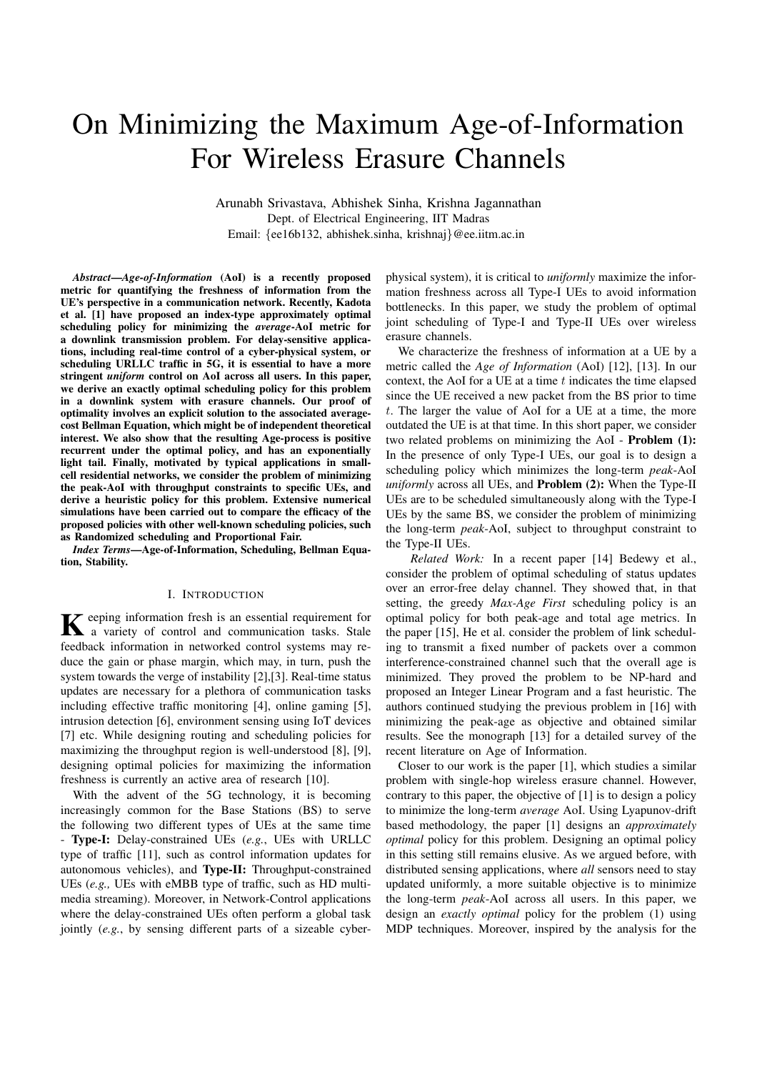# On Minimizing the Maximum Age-of-Information For Wireless Erasure Channels

Arunabh Srivastava, Abhishek Sinha, Krishna Jagannathan
Dept. of Electrical Engineering, IIT Madras
Email: {ee16b132, abhishek.sinha, krishnaj}@ee.iitm.ac.in

***Abstract*—*Age-of-Information* (AoI) is a recently proposed metric for quantifying the freshness of information from the UE's perspective in a communication network. Recently, Kadota et al. [1] have proposed an index-type approximately optimal scheduling policy for minimizing the *average*-AoI metric for a downlink transmission problem. For delay-sensitive applications, including real-time control of a cyber-physical system, or scheduling URLLC traffic in 5G, it is essential to have a more stringent *uniform* control on AoI across all users. In this paper, we derive an exactly optimal scheduling policy for this problem in a downlink system with erasure channels. Our proof of optimality involves an explicit solution to the associated average-cost Bellman Equation, which might be of independent theoretical interest. We also show that the resulting Age-process is positive recurrent under the optimal policy, and has an exponentially light tail. Finally, motivated by typical applications in small-cell residential networks, we consider the problem of minimizing the peak-AoI with throughput constraints to specific UEs, and derive a heuristic policy for this problem. Extensive numerical simulations have been carried out to compare the efficacy of the proposed policies with other well-known scheduling policies, such as Randomized scheduling and Proportional Fair.**

***Index Terms*—Age-of-Information, Scheduling, Bellman Equation, Stability.**

## I. Introduction

Keeping information fresh is an essential requirement for a variety of control and communication tasks. Stale feedback information in networked control systems may reduce the gain or phase margin, which may, in turn, push the system towards the verge of instability [2],[3]. Real-time status updates are necessary for a plethora of communication tasks including effective traffic monitoring [4], online gaming [5], intrusion detection [6], environment sensing using IoT devices [7] etc. While designing routing and scheduling policies for maximizing the throughput region is well-understood [8], [9], designing optimal policies for maximizing the information freshness is currently an active area of research [10].

With the advent of the 5G technology, it is becoming increasingly common for the Base Stations (BS) to serve the following two different types of UEs at the same time - **Type-I:** Delay-constrained UEs (*e.g.*, UEs with URLLC type of traffic [11], such as control information updates for autonomous vehicles), and **Type-II:** Throughput-constrained UEs (*e.g.,* UEs with eMBB type of traffic, such as HD multimedia streaming). Moreover, in Network-Control applications where the delay-constrained UEs often perform a global task jointly (*e.g.*, by sensing different parts of a sizeable cyber-physical system), it is critical to *uniformly* maximize the information freshness across all Type-I UEs to avoid information bottlenecks. In this paper, we study the problem of optimal joint scheduling of Type-I and Type-II UEs over wireless erasure channels.

We characterize the freshness of information at a UE by a metric called the *Age of Information* (AoI) [12], [13]. In our context, the AoI for a UE at a time $t$ indicates the time elapsed since the UE received a new packet from the BS prior to time $t$. The larger the value of AoI for a UE at a time, the more outdated the UE is at that time. In this short paper, we consider two related problems on minimizing the AoI - **Problem (1):** In the presence of only Type-I UEs, our goal is to design a scheduling policy which minimizes the long-term *peak*-AoI *uniformly* across all UEs, and **Problem (2):** When the Type-II UEs are to be scheduled simultaneously along with the Type-I UEs by the same BS, we consider the problem of minimizing the long-term *peak*-AoI, subject to throughput constraint to the Type-II UEs.

*Related Work:* In a recent paper [14] Bedewy et al., consider the problem of optimal scheduling of status updates over an error-free delay channel. They showed that, in that setting, the greedy *Max-Age First* scheduling policy is an optimal policy for both peak-age and total age metrics. In the paper [15], He et al. consider the problem of link scheduling to transmit a fixed number of packets over a common interference-constrained channel such that the overall age is minimized. They proved the problem to be NP-hard and proposed an Integer Linear Program and a fast heuristic. The authors continued studying the previous problem in [16] with minimizing the peak-age as objective and obtained similar results. See the monograph [13] for a detailed survey of the recent literature on Age of Information.

Closer to our work is the paper [1], which studies a similar problem with single-hop wireless erasure channel. However, contrary to this paper, the objective of [1] is to design a policy to minimize the long-term *average* AoI. Using Lyapunov-drift based methodology, the paper [1] designs an *approximately optimal* policy for this problem. Designing an optimal policy in this setting still remains elusive. As we argued before, with distributed sensing applications, where *all* sensors need to stay updated uniformly, a more suitable objective is to minimize the long-term *peak*-AoI across all users. In this paper, we design an *exactly optimal* policy for the problem (1) using MDP techniques. Moreover, inspired by the analysis for the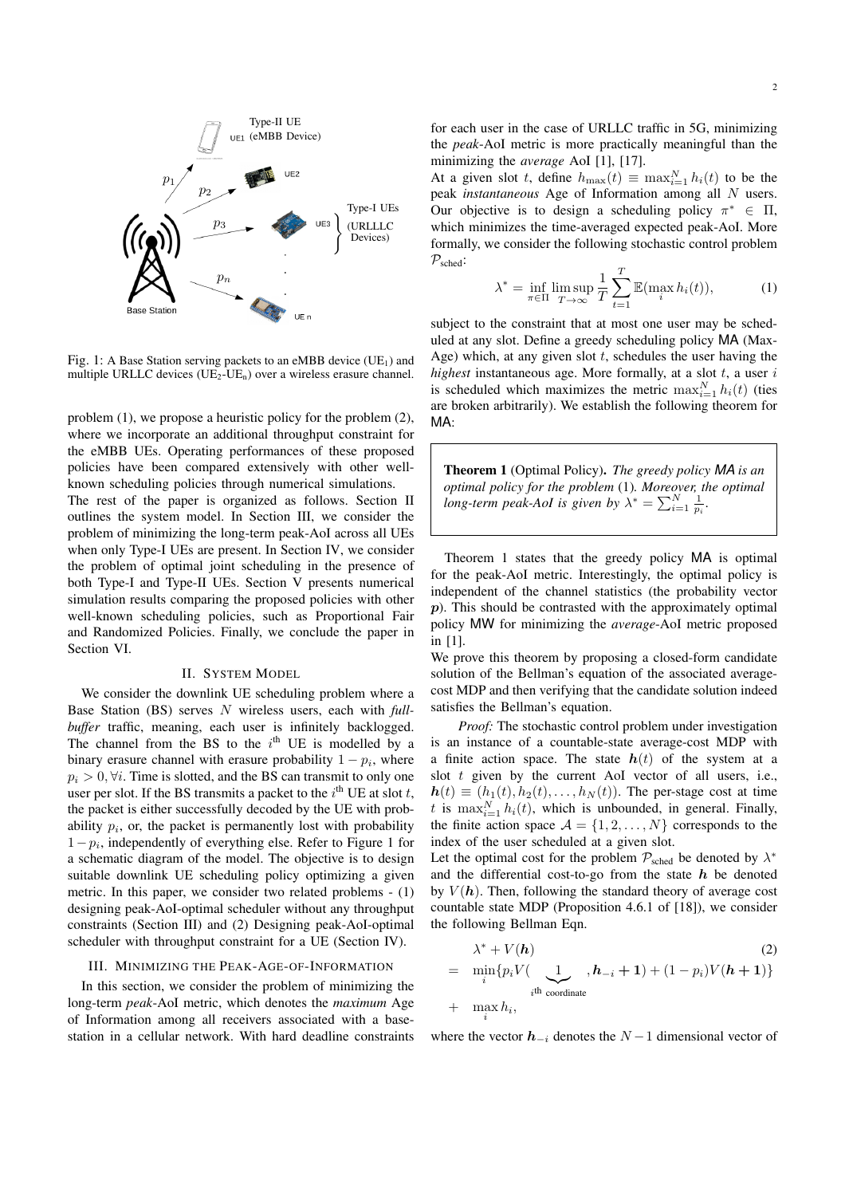Fig. 1: A Base Station serving packets to an eMBB device ($UE_1$) and multiple URLLC devices ($UE_2$-$UE_n$) over a wireless erasure channel.

problem (1), we propose a heuristic policy for the problem (2), where we incorporate an additional throughput constraint for the eMBB UEs. Operating performances of these proposed policies have been compared extensively with other well-known scheduling policies through numerical simulations.

The rest of the paper is organized as follows. Section II outlines the system model. In Section III, we consider the problem of minimizing the long-term peak-AoI across all UEs when only Type-I UEs are present. In Section IV, we consider the problem of optimal joint scheduling in the presence of both Type-I and Type-II UEs. Section V presents numerical simulation results comparing the proposed policies with other well-known scheduling policies, such as Proportional Fair and Randomized Policies. Finally, we conclude the paper in Section VI.

## II. System Model

We consider the downlink UE scheduling problem where a Base Station (BS) serves $N$ wireless users, each with *full-buffer* traffic, meaning, each user is infinitely backlogged. The channel from the BS to the $i^{\text{th}}$ UE is modelled by a binary erasure channel with erasure probability $1-p_i$, where $p_i > 0, \forall i$. Time is slotted, and the BS can transmit to only one user per slot. If the BS transmits a packet to the $i^{\text{th}}$ UE at slot $t$, the packet is either successfully decoded by the UE with probability $p_i$, or, the packet is permanently lost with probability $1-p_i$, independently of everything else. Refer to Figure 1 for a schematic diagram of the model. The objective is to design suitable downlink UE scheduling policy optimizing a given metric. In this paper, we consider two related problems - (1) designing peak-AoI-optimal scheduler without any throughput constraints (Section III) and (2) Designing peak-AoI-optimal scheduler with throughput constraint for a UE (Section IV).

## III. Minimizing the Peak-Age-of-Information

In this section, we consider the problem of minimizing the long-term *peak*-AoI metric, which denotes the *maximum* Age of Information among all receivers associated with a base-station in a cellular network. With hard deadline constraints for each user in the case of URLLC traffic in 5G, minimizing the *peak*-AoI metric is more practically meaningful than the minimizing the *average* AoI [1], [17].

At a given slot $t$, define $h_{\max}(t) \equiv \max_{i=1}^N h_i(t)$ to be the peak *instantaneous* Age of Information among all $N$ users. Our objective is to design a scheduling policy $\pi^* \in \Pi$, which minimizes the time-averaged expected peak-AoI. More formally, we consider the following stochastic control problem $\mathcal{P}_{\text{sched}}$:

$$\lambda^* = \inf_{\pi \in \Pi} \limsup_{T \to \infty} \frac{1}{T} \sum_{t=1}^{T} \mathbb{E}(\max_i h_i(t)), \tag{1}$$

subject to the constraint that at most one user may be scheduled at any slot. Define a greedy scheduling policy MA (Max-Age) which, at any given slot $t$, schedules the user having the *highest* instantaneous age. More formally, at a slot $t$, a user $i$ is scheduled which maximizes the metric $\max_{i=1}^N h_i(t)$ (ties are broken arbitrarily). We establish the following theorem for MA:

**Theorem 1** (Optimal Policy)**.** *The greedy policy MA is an optimal policy for the problem* (1)*. Moreover, the optimal long-term peak-AoI is given by $\lambda^* = \sum_{i=1}^N \frac{1}{p_i}$.*

Theorem 1 states that the greedy policy MA is optimal for the peak-AoI metric. Interestingly, the optimal policy is independent of the channel statistics (the probability vector $\boldsymbol{p}$). This should be contrasted with the approximately optimal policy MW for minimizing the *average*-AoI metric proposed in [1].

We prove this theorem by proposing a closed-form candidate solution of the Bellman's equation of the associated average-cost MDP and then verifying that the candidate solution indeed satisfies the Bellman's equation.

*Proof:* The stochastic control problem under investigation is an instance of a countable-state average-cost MDP with a finite action space. The state $\boldsymbol{h}(t)$ of the system at a slot $t$ given by the current AoI vector of all users, i.e., $\boldsymbol{h}(t) \equiv (h_1(t), h_2(t), \ldots, h_N(t))$. The per-stage cost at time $t$ is $\max_{i=1}^N h_i(t)$, which is unbounded, in general. Finally, the finite action space $\mathcal{A} = \{1, 2, \ldots, N\}$ corresponds to the index of the user scheduled at a given slot.

Let the optimal cost for the problem $\mathcal{P}_{\text{sched}}$ be denoted by $\lambda^*$ and the differential cost-to-go from the state $\boldsymbol{h}$ be denoted by $V(\boldsymbol{h})$. Then, following the standard theory of average cost countable state MDP (Proposition 4.6.1 of [18]), we consider the following Bellman Eqn.

$$\begin{aligned} & \lambda^* + V(\boldsymbol{h}) \\ = \; & \min_i \{ p_i V(\underbrace{1}_{i^{\text{th}} \text{ coordinate}}, \boldsymbol{h}_{-i} + \mathbf{1}) + (1-p_i) V(\boldsymbol{h} + \mathbf{1}) \} \\ + \; & \max_i h_i, \end{aligned} \tag{2}$$

where the vector $\boldsymbol{h}_{-i}$ denotes the $N-1$ dimensional vector of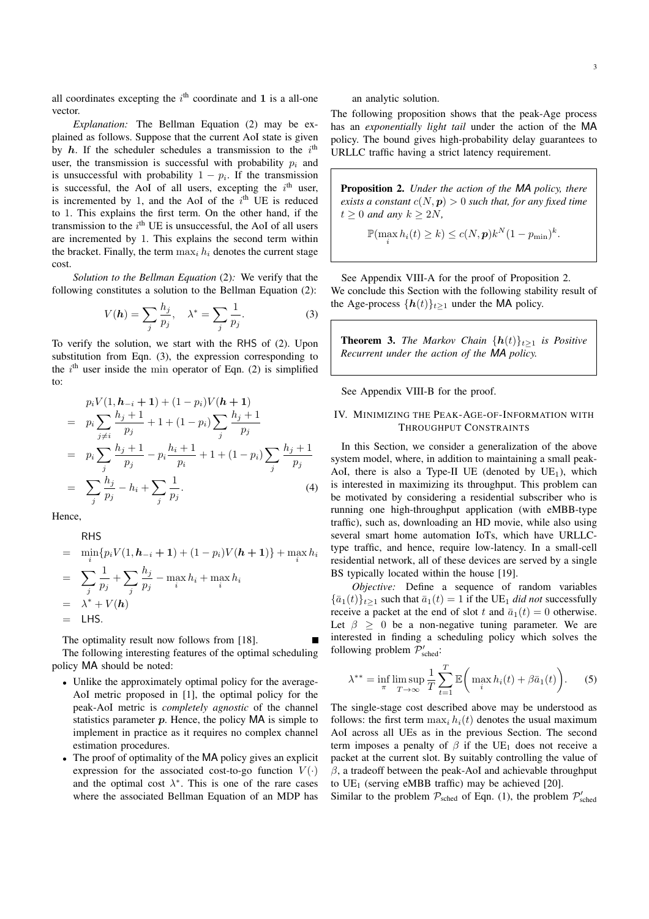all coordinates excepting the $i^{\text{th}}$ coordinate and $\mathbf{1}$ is a all-one vector.

*Explanation:* The Bellman Equation (2) may be explained as follows. Suppose that the current AoI state is given by $\boldsymbol{h}$. If the scheduler schedules a transmission to the $i^{\text{th}}$ user, the transmission is successful with probability $p_i$ and is unsuccessful with probability $1 - p_i$. If the transmission is successful, the AoI of all users, excepting the $i^{\text{th}}$ user, is incremented by 1, and the AoI of the $i^{\text{th}}$ UE is reduced to 1. This explains the first term. On the other hand, if the transmission to the $i^{\text{th}}$ UE is unsuccessful, the AoI of all users are incremented by 1. This explains the second term within the bracket. Finally, the term $\max_i h_i$ denotes the current stage cost.

*Solution to the Bellman Equation (2):* We verify that the following constitutes a solution to the Bellman Equation (2):

$$V(\boldsymbol{h}) = \sum_j \frac{h_j}{p_j}, \quad \lambda^* = \sum_j \frac{1}{p_j}. \tag{3}$$

To verify the solution, we start with the RHS of (2). Upon substitution from Eqn. (3), the expression corresponding to the $i^{\text{th}}$ user inside the $\min$ operator of Eqn. (2) is simplified to:

$$\begin{aligned}
& p_i V(1, \boldsymbol{h}_{-i} + \mathbf{1}) + (1 - p_i) V(\boldsymbol{h} + \mathbf{1}) \\
= \; & p_i \sum_{j \neq i} \frac{h_j + 1}{p_j} + 1 + (1 - p_i) \sum_j \frac{h_j + 1}{p_j} \\
= \; & p_i \sum_j \frac{h_j + 1}{p_j} - p_i \frac{h_i + 1}{p_i} + 1 + (1 - p_i) \sum_j \frac{h_j + 1}{p_j} \\
= \; & \sum_j \frac{h_j}{p_j} - h_i + \sum_j \frac{1}{p_j}.
\end{aligned} \tag{4}$$

Hence,

$$\begin{aligned}
& \text{RHS} \\
= \; & \min_i \{ p_i V(1, \boldsymbol{h}_{-i} + \mathbf{1}) + (1 - p_i) V(\boldsymbol{h} + \mathbf{1}) \} + \max_i h_i \\
= \; & \sum_j \frac{1}{p_j} + \sum_j \frac{h_j}{p_j} - \max_i h_i + \max_i h_i \\
= \; & \lambda^* + V(\boldsymbol{h}) \\
= \; & \text{LHS}.
\end{aligned}$$

The optimality result now follows from [18]. ■

The following interesting features of the optimal scheduling policy MA should be noted:

- Unlike the approximately optimal policy for the average-AoI metric proposed in [1], the optimal policy for the peak-AoI metric is *completely agnostic* of the channel statistics parameter $\boldsymbol{p}$. Hence, the policy MA is simple to implement in practice as it requires no complex channel estimation procedures.
- The proof of optimality of the MA policy gives an explicit expression for the associated cost-to-go function $V(\cdot)$ and the optimal cost $\lambda^*$. This is one of the rare cases where the associated Bellman Equation of an MDP has an analytic solution.

The following proposition shows that the peak-Age process has an *exponentially light tail* under the action of the MA policy. The bound gives high-probability delay guarantees to URLLC traffic having a strict latency requirement.

**Proposition 2.** *Under the action of the MA policy, there exists a constant $c(N, \boldsymbol{p}) > 0$ such that, for any fixed time $t \geq 0$ and any $k \geq 2N$,*

$$\mathbb{P}(\max_i h_i(t) \geq k) \leq c(N, \boldsymbol{p}) k^N (1 - p_{\min})^k.$$

See Appendix VIII-A for the proof of Proposition 2. We conclude this Section with the following stability result of the Age-process $\{\boldsymbol{h}(t)\}_{t \geq 1}$ under the MA policy.

**Theorem 3.** *The Markov Chain $\{\boldsymbol{h}(t)\}_{t \geq 1}$ is Positive Recurrent under the action of the MA policy.*

See Appendix VIII-B for the proof.

## IV. Minimizing the Peak-Age-of-Information with Throughput Constraints

In this Section, we consider a generalization of the above system model, where, in addition to maintaining a small peak-AoI, there is also a Type-II UE (denoted by $\text{UE}_1$), which is interested in maximizing its throughput. This problem can be motivated by considering a residential subscriber who is running one high-throughput application (with eMBB-type traffic), such as, downloading an HD movie, while also using several smart home automation IoTs, which have URLLC-type traffic, and hence, require low-latency. In a small-cell residential network, all of these devices are served by a single BS typically located within the house [19].

*Objective:* Define a sequence of random variables $\{\bar{a}_1(t)\}_{t \geq 1}$ such that $\bar{a}_1(t) = 1$ if the $\text{UE}_1$ *did not* successfully receive a packet at the end of slot $t$ and $\bar{a}_1(t) = 0$ otherwise. Let $\beta \geq 0$ be a non-negative tuning parameter. We are interested in finding a scheduling policy which solves the following problem $\mathcal{P}'_{\text{sched}}$:

$$\lambda^{**} = \inf_\pi \limsup_{T \to \infty} \frac{1}{T} \sum_{t=1}^{T} \mathbb{E}\bigg( \max_i h_i(t) + \beta \bar{a}_1(t) \bigg). \tag{5}$$

The single-stage cost described above may be understood as follows: the first term $\max_i h_i(t)$ denotes the usual maximum AoI across all UEs as in the previous Section. The second term imposes a penalty of $\beta$ if the $\text{UE}_1$ does not receive a packet at the current slot. By suitably controlling the value of $\beta$, a tradeoff between the peak-AoI and achievable throughput to $\text{UE}_1$ (serving eMBB traffic) may be achieved [20].

Similar to the problem $\mathcal{P}_{\text{sched}}$ of Eqn. (1), the problem $\mathcal{P}'_{\text{sched}}$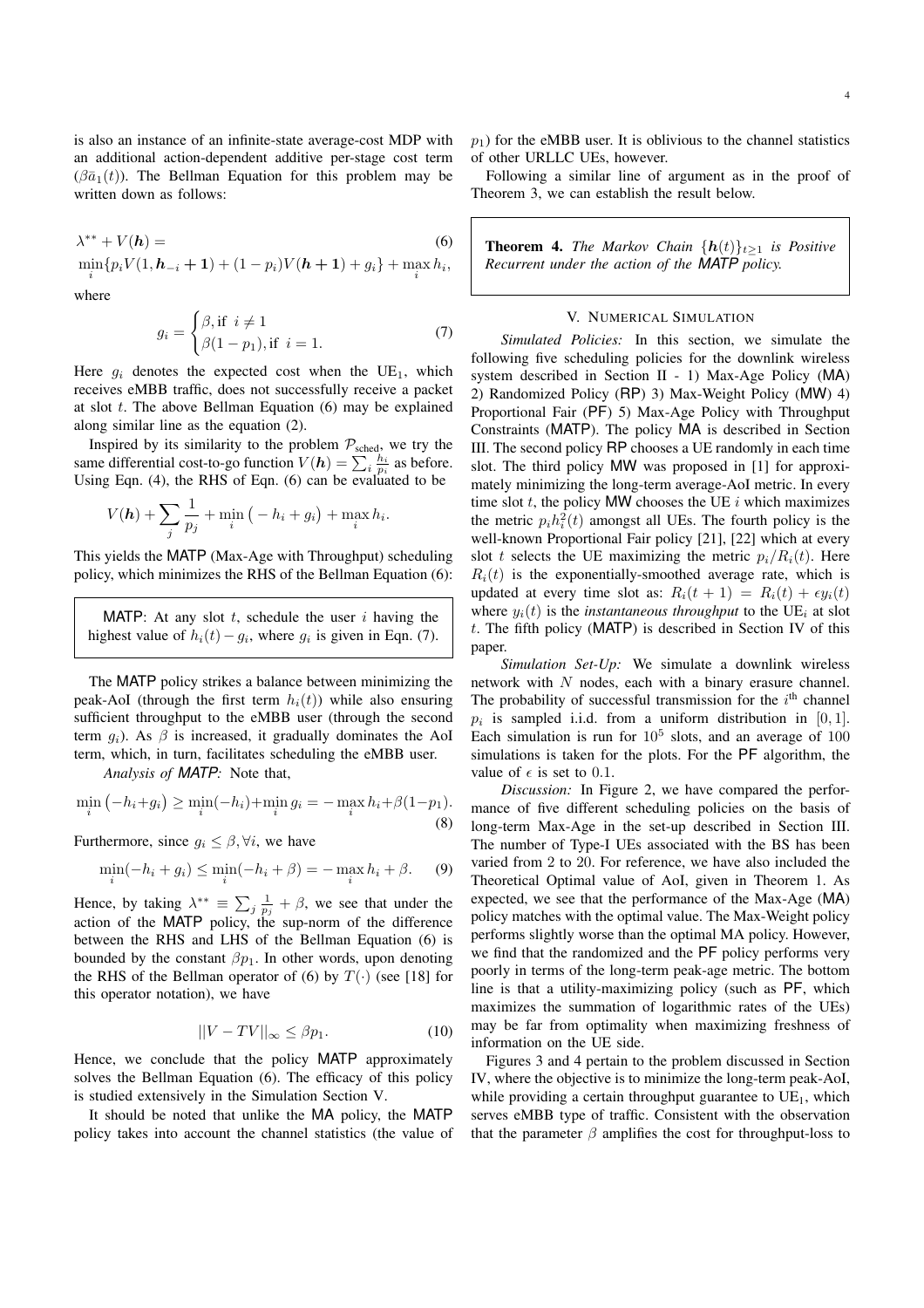is also an instance of an infinite-state average-cost MDP with an additional action-dependent additive per-stage cost term ($\beta \bar{a}_1(t)$). The Bellman Equation for this problem may be written down as follows:

$$\lambda^{**} + V(\boldsymbol{h}) = \tag{6}$$
$$\min_i \{p_i V(1, \boldsymbol{h}_{-i} + \mathbf{1}) + (1-p_i)V(\boldsymbol{h}+\mathbf{1}) + g_i\} + \max_i h_i,$$

where

$$g_i = \begin{cases} \beta, \text{if } \ i \neq 1 \\ \beta(1-p_1), \text{if } \ i = 1. \end{cases} \tag{7}$$

Here $g_i$ denotes the expected cost when the $\text{UE}_1$, which receives eMBB traffic, does not successfully receive a packet at slot $t$. The above Bellman Equation (6) may be explained along similar line as the equation (2).

Inspired by its similarity to the problem $\mathcal{P}_{\text{sched}}$, we try the same differential cost-to-go function $V(\boldsymbol{h}) = \sum_i \frac{h_i}{p_i}$ as before. Using Eqn. (4), the RHS of Eqn. (6) can be evaluated to be

$$V(\boldsymbol{h}) + \sum_j \frac{1}{p_j} + \min_i \big( -h_i + g_i \big) + \max_i h_i.$$

This yields the MATP (Max-Age with Throughput) scheduling policy, which minimizes the RHS of the Bellman Equation (6):

> MATP: At any slot $t$, schedule the user $i$ having the highest value of $h_i(t) - g_i$, where $g_i$ is given in Eqn. (7).

The MATP policy strikes a balance between minimizing the peak-AoI (through the first term $h_i(t)$) while also ensuring sufficient throughput to the eMBB user (through the second term $g_i$). As $\beta$ is increased, it gradually dominates the AoI term, which, in turn, facilitates scheduling the eMBB user.

*Analysis of MATP:* Note that,

$$\min_i \big(-h_i + g_i\big) \geq \min_i(-h_i) + \min_i g_i = -\max_i h_i + \beta(1-p_1). \tag{8}$$

Furthermore, since $g_i \leq \beta, \forall i$, we have

$$\min_i(-h_i + g_i) \leq \min_i(-h_i + \beta) = -\max_i h_i + \beta. \tag{9}$$

Hence, by taking $\lambda^{**} \equiv \sum_j \frac{1}{p_j} + \beta$, we see that under the action of the MATP policy, the sup-norm of the difference between the RHS and LHS of the Bellman Equation (6) is bounded by the constant $\beta p_1$. In other words, upon denoting the RHS of the Bellman operator of (6) by $T(\cdot)$ (see [18] for this operator notation), we have

$$||V - TV||_\infty \leq \beta p_1. \tag{10}$$

Hence, we conclude that the policy MATP approximately solves the Bellman Equation (6). The efficacy of this policy is studied extensively in the Simulation Section V.

It should be noted that unlike the MA policy, the MATP policy takes into account the channel statistics (the value of $p_1$) for the eMBB user. It is oblivious to the channel statistics of other URLLC UEs, however.

Following a similar line of argument as in the proof of Theorem 3, we can establish the result below.

> **Theorem 4.** *The Markov Chain $\{\boldsymbol{h}(t)\}_{t \geq 1}$ is Positive Recurrent under the action of the MATP policy.*

## V. Numerical Simulation

*Simulated Policies:* In this section, we simulate the following five scheduling policies for the downlink wireless system described in Section II - 1) Max-Age Policy (MA) 2) Randomized Policy (RP) 3) Max-Weight Policy (MW) 4) Proportional Fair (PF) 5) Max-Age Policy with Throughput Constraints (MATP). The policy MA is described in Section III. The second policy RP chooses a UE randomly in each time slot. The third policy MW was proposed in [1] for approximately minimizing the long-term average-AoI metric. In every time slot $t$, the policy MW chooses the UE $i$ which maximizes the metric $p_i h_i^2(t)$ amongst all UEs. The fourth policy is the well-known Proportional Fair policy [21], [22] which at every slot $t$ selects the UE maximizing the metric $p_i/R_i(t)$. Here $R_i(t)$ is the exponentially-smoothed average rate, which is updated at every time slot as: $R_i(t+1) = R_i(t) + \epsilon y_i(t)$ where $y_i(t)$ is the *instantaneous throughput* to the $\text{UE}_i$ at slot $t$. The fifth policy (MATP) is described in Section IV of this paper.

*Simulation Set-Up:* We simulate a downlink wireless network with $N$ nodes, each with a binary erasure channel. The probability of successful transmission for the $i^{\text{th}}$ channel $p_i$ is sampled i.i.d. from a uniform distribution in $[0, 1]$. Each simulation is run for $10^5$ slots, and an average of 100 simulations is taken for the plots. For the PF algorithm, the value of $\epsilon$ is set to 0.1.

*Discussion:* In Figure 2, we have compared the performance of five different scheduling policies on the basis of long-term Max-Age in the set-up described in Section III. The number of Type-I UEs associated with the BS has been varied from 2 to 20. For reference, we have also included the Theoretical Optimal value of AoI, given in Theorem 1. As expected, we see that the performance of the Max-Age (MA) policy matches with the optimal value. The Max-Weight policy performs slightly worse than the optimal MA policy. However, we find that the randomized and the PF policy performs very poorly in terms of the long-term peak-age metric. The bottom line is that a utility-maximizing policy (such as PF, which maximizes the summation of logarithmic rates of the UEs) may be far from optimality when maximizing freshness of information on the UE side.

Figures 3 and 4 pertain to the problem discussed in Section IV, where the objective is to minimize the long-term peak-AoI, while providing a certain throughput guarantee to $\text{UE}_1$, which serves eMBB type of traffic. Consistent with the observation that the parameter $\beta$ amplifies the cost for throughput-loss to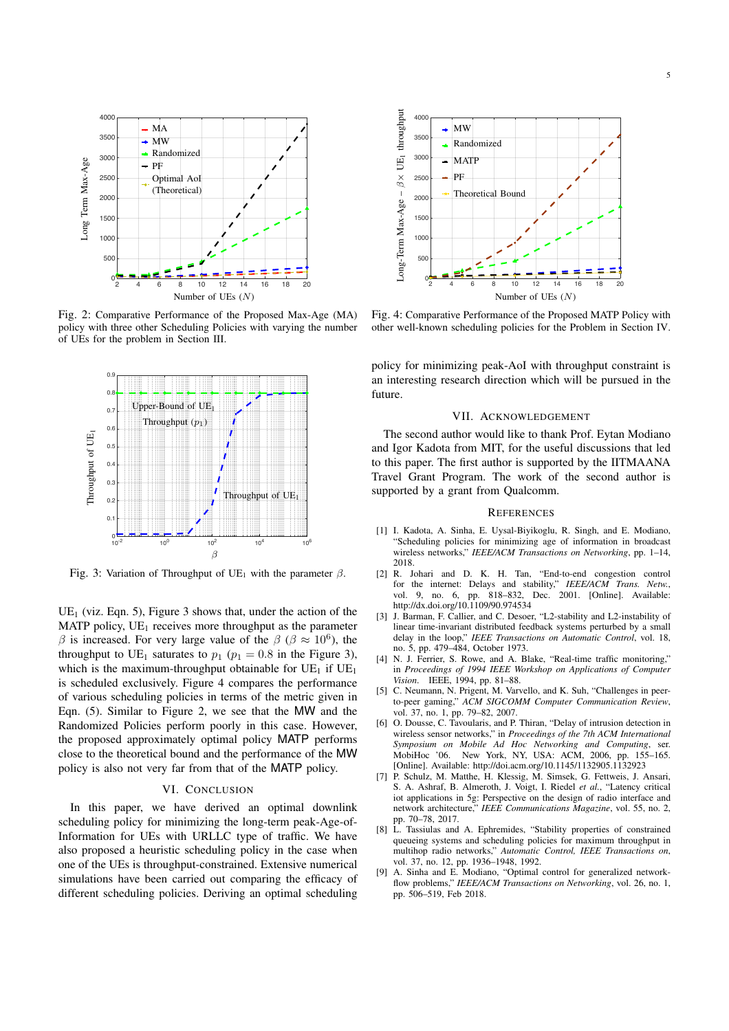Fig. 2: Comparative Performance of the Proposed Max-Age (MA) policy with three other Scheduling Policies with varying the number of UEs for the problem in Section III.

Fig. 4: Comparative Performance of the Proposed MATP Policy with other well-known scheduling policies for the Problem in Section IV.

Fig. 3: Variation of Throughput of $\text{UE}_1$ with the parameter $\beta$.

$\text{UE}_1$ (viz. Eqn. 5), Figure 3 shows that, under the action of the MATP policy, $\text{UE}_1$ receives more throughput as the parameter $\beta$ is increased. For very large value of the $\beta$ ($\beta \approx 10^6$), the throughput to $\text{UE}_1$ saturates to $p_1$ ($p_1 = 0.8$ in the Figure 3), which is the maximum-throughput obtainable for $\text{UE}_1$ if $\text{UE}_1$ is scheduled exclusively. Figure 4 compares the performance of various scheduling policies in terms of the metric given in Eqn. (5). Similar to Figure 2, we see that the MW and the Randomized Policies perform poorly in this case. However, the proposed approximately optimal policy MATP performs close to the theoretical bound and the performance of the MW policy is also not very far from that of the MATP policy.

## VI. Conclusion

In this paper, we have derived an optimal downlink scheduling policy for minimizing the long-term peak-Age-of-Information for UEs with URLLC type of traffic. We have also proposed a heuristic scheduling policy in the case when one of the UEs is throughput-constrained. Extensive numerical simulations have been carried out comparing the efficacy of different scheduling policies. Deriving an optimal scheduling policy for minimizing peak-AoI with throughput constraint is an interesting research direction which will be pursued in the future.

## VII. Acknowledgement

The second author would like to thank Prof. Eytan Modiano and Igor Kadota from MIT, for the useful discussions that led to this paper. The first author is supported by the IITMAANA Travel Grant Program. The work of the second author is supported by a grant from Qualcomm.

## References

[1] I. Kadota, A. Sinha, E. Uysal-Biyikoglu, R. Singh, and E. Modiano, "Scheduling policies for minimizing age of information in broadcast wireless networks," *IEEE/ACM Transactions on Networking*, pp. 1–14, 2018.

[2] R. Johari and D. K. H. Tan, "End-to-end congestion control for the internet: Delays and stability," *IEEE/ACM Trans. Netw.*, vol. 9, no. 6, pp. 818–832, Dec. 2001. [Online]. Available: http://dx.doi.org/10.1109/90.974534

[3] J. Barman, F. Callier, and C. Desoer, "L2-stability and L2-instability of linear time-invariant distributed feedback systems perturbed by a small delay in the loop," *IEEE Transactions on Automatic Control*, vol. 18, no. 5, pp. 479–484, October 1973.

[4] N. J. Ferrier, S. Rowe, and A. Blake, "Real-time traffic monitoring," in *Proceedings of 1994 IEEE Workshop on Applications of Computer Vision*. IEEE, 1994, pp. 81–88.

[5] C. Neumann, N. Prigent, M. Varvello, and K. Suh, "Challenges in peer-to-peer gaming," *ACM SIGCOMM Computer Communication Review*, vol. 37, no. 1, pp. 79–82, 2007.

[6] O. Dousse, C. Tavoularis, and P. Thiran, "Delay of intrusion detection in wireless sensor networks," in *Proceedings of the 7th ACM International Symposium on Mobile Ad Hoc Networking and Computing*, ser. MobiHoc '06. New York, NY, USA: ACM, 2006, pp. 155–165. [Online]. Available: http://doi.acm.org/10.1145/1132905.1132923

[7] P. Schulz, M. Matthe, H. Klessig, M. Simsek, G. Fettweis, J. Ansari, S. A. Ashraf, B. Almeroth, J. Voigt, I. Riedel *et al.*, "Latency critical iot applications in 5g: Perspective on the design of radio interface and network architecture," *IEEE Communications Magazine*, vol. 55, no. 2, pp. 70–78, 2017.

[8] L. Tassiulas and A. Ephremides, "Stability properties of constrained queueing systems and scheduling policies for maximum throughput in multihop radio networks," *Automatic Control, IEEE Transactions on*, vol. 37, no. 12, pp. 1936–1948, 1992.

[9] A. Sinha and E. Modiano, "Optimal control for generalized network-flow problems," *IEEE/ACM Transactions on Networking*, vol. 26, no. 1, pp. 506–519, Feb 2018.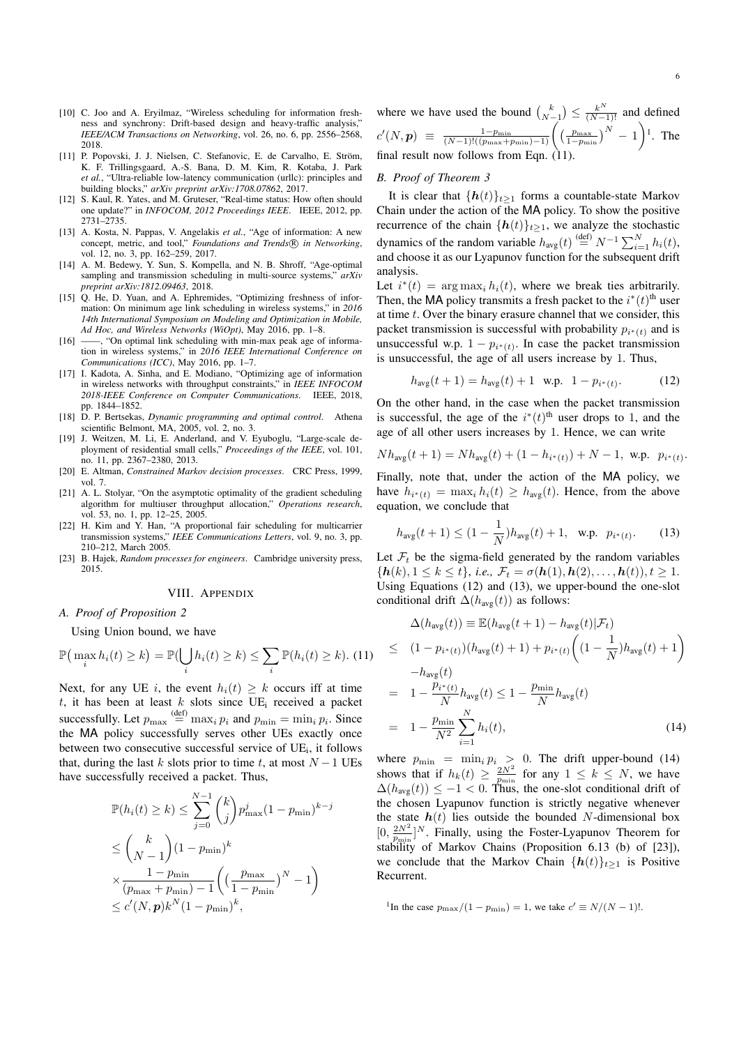[10] C. Joo and A. Eryilmaz, "Wireless scheduling for information freshness and synchrony: Drift-based design and heavy-traffic analysis," *IEEE/ACM Transactions on Networking*, vol. 26, no. 6, pp. 2556–2568, 2018.

[11] P. Popovski, J. J. Nielsen, C. Stefanovic, E. de Carvalho, E. Ström, K. F. Trillingsgaard, A.-S. Bana, D. M. Kim, R. Kotaba, J. Park *et al.*, "Ultra-reliable low-latency communication (urllc): principles and building blocks," *arXiv preprint arXiv:1708.07862*, 2017.

[12] S. Kaul, R. Yates, and M. Gruteser, "Real-time status: How often should one update?" in *INFOCOM, 2012 Proceedings IEEE*. IEEE, 2012, pp. 2731–2735.

[13] A. Kosta, N. Pappas, V. Angelakis *et al.*, "Age of information: A new concept, metric, and tool," *Foundations and Trends® in Networking*, vol. 12, no. 3, pp. 162–259, 2017.

[14] A. M. Bedewy, Y. Sun, S. Kompella, and N. B. Shroff, "Age-optimal sampling and transmission scheduling in multi-source systems," *arXiv preprint arXiv:1812.09463*, 2018.

[15] Q. He, D. Yuan, and A. Ephremides, "Optimizing freshness of information: On minimum age link scheduling in wireless systems," in *2016 14th International Symposium on Modeling and Optimization in Mobile, Ad Hoc, and Wireless Networks (WiOpt)*, May 2016, pp. 1–8.

[16] ——, "On optimal link scheduling with min-max peak age of information in wireless systems," in *2016 IEEE International Conference on Communications (ICC)*, May 2016, pp. 1–7.

[17] I. Kadota, A. Sinha, and E. Modiano, "Optimizing age of information in wireless networks with throughput constraints," in *IEEE INFOCOM 2018-IEEE Conference on Computer Communications*. IEEE, 2018, pp. 1844–1852.

[18] D. P. Bertsekas, *Dynamic programming and optimal control*. Athena scientific Belmont, MA, 2005, vol. 2, no. 3.

[19] J. Weitzen, M. Li, E. Anderland, and V. Eyuboglu, "Large-scale deployment of residential small cells," *Proceedings of the IEEE*, vol. 101, no. 11, pp. 2367–2380, 2013.

[20] E. Altman, *Constrained Markov decision processes*. CRC Press, 1999, vol. 7.

[21] A. L. Stolyar, "On the asymptotic optimality of the gradient scheduling algorithm for multiuser throughput allocation," *Operations research*, vol. 53, no. 1, pp. 12–25, 2005.

[22] H. Kim and Y. Han, "A proportional fair scheduling for multicarrier transmission systems," *IEEE Communications Letters*, vol. 9, no. 3, pp. 210–212, March 2005.

[23] B. Hajek, *Random processes for engineers*. Cambridge university press, 2015.

## VIII. Appendix

### A. Proof of Proposition 2

Using Union bound, we have

$$\mathbb{P}\big(\max_i h_i(t) \geq k\big) = \mathbb{P}\big(\bigcup_i h_i(t) \geq k\big) \leq \sum_i \mathbb{P}(h_i(t) \geq k). \quad (11)$$

Next, for any UE $i$, the event $h_i(t) \geq k$ occurs iff at time $t$, it has been at least $k$ slots since $\text{UE}_\text{i}$ received a packet successfully. Let $p_{\max} \stackrel{\text{(def)}}{=} \max_i p_i$ and $p_{\min} = \min_i p_i$. Since the MA policy successfully serves other UEs exactly once between two consecutive successful service of $\text{UE}_\text{i}$, it follows that, during the last $k$ slots prior to time $t$, at most $N-1$ UEs have successfully received a packet. Thus,

$$\begin{aligned}
&\mathbb{P}(h_i(t) \geq k) \leq \sum_{j=0}^{N-1} \binom{k}{j} p_{\max}^j (1-p_{\min})^{k-j} \\
&\leq \binom{k}{N-1}(1-p_{\min})^k \\
&\times \frac{1-p_{\min}}{(p_{\max}+p_{\min})-1}\bigg(\big(\frac{p_{\max}}{1-p_{\min}}\big)^N - 1\bigg) \\
&\leq c'(N,\boldsymbol{p})k^N(1-p_{\min})^k,
\end{aligned}$$

where we have used the bound $\binom{k}{N-1} \leq \frac{k^N}{(N-1)!}$ and defined $c'(N,\boldsymbol{p}) \equiv \frac{1-p_{\min}}{(N-1)!((p_{\max}+p_{\min})-1)}\bigg(\big(\frac{p_{\max}}{1-p_{\min}}\big)^N - 1\bigg)$[1]. The final result now follows from Eqn. (11).

### B. Proof of Theorem 3

It is clear that $\{\boldsymbol{h}(t)\}_{t\geq 1}$ forms a countable-state Markov Chain under the action of the MA policy. To show the positive recurrence of the chain $\{\boldsymbol{h}(t)\}_{t\geq 1}$, we analyze the stochastic dynamics of the random variable $h_{\text{avg}}(t) \stackrel{\text{(def)}}{=} N^{-1}\sum_{i=1}^N h_i(t)$, and choose it as our Lyapunov function for the subsequent drift analysis.

Let $i^*(t) = \arg\max_i h_i(t)$, where we break ties arbitrarily. Then, the MA policy transmits a fresh packet to the $i^*(t)^{\text{th}}$ user at time $t$. Over the binary erasure channel that we consider, this packet transmission is successful with probability $p_{i^*(t)}$ and is unsuccessful w.p. $1-p_{i^*(t)}$. In case the packet transmission is unsuccessful, the age of all users increase by 1. Thus,

$$h_{\text{avg}}(t+1) = h_{\text{avg}}(t) + 1 \quad \text{w.p.} \;\; 1-p_{i^*(t)}. \quad (12)$$

On the other hand, in the case when the packet transmission is successful, the age of the $i^*(t)^{\text{th}}$ user drops to 1, and the age of all other users increases by 1. Hence, we can write

$$Nh_{\text{avg}}(t+1) = Nh_{\text{avg}}(t) + (1-h_{i^*(t)}) + N - 1, \;\; \text{w.p.} \;\; p_{i^*(t)}.$$

Finally, note that, under the action of the MA policy, we have $h_{i^*(t)} = \max_i h_i(t) \geq h_{\text{avg}}(t)$. Hence, from the above equation, we conclude that

$$h_{\text{avg}}(t+1) \leq (1-\frac{1}{N})h_{\text{avg}}(t) + 1, \quad \text{w.p.} \;\; p_{i^*(t)}. \quad (13)$$

Let $\mathcal{F}_t$ be the sigma-field generated by the random variables $\{\boldsymbol{h}(k), 1 \leq k \leq t\}$, *i.e.,* $\mathcal{F}_t = \sigma(\boldsymbol{h}(1), \boldsymbol{h}(2), \ldots, \boldsymbol{h}(t)), t \geq 1$. Using Equations (12) and (13), we upper-bound the one-slot conditional drift $\Delta(h_{\text{avg}}(t))$ as follows:

$$\begin{aligned}
&\Delta(h_{\text{avg}}(t)) \equiv \mathbb{E}(h_{\text{avg}}(t+1) - h_{\text{avg}}(t)|\mathcal{F}_t) \\
\leq\;& (1-p_{i^*(t)})(h_{\text{avg}}(t)+1) + p_{i^*(t)}\bigg((1-\frac{1}{N})h_{\text{avg}}(t)+1\bigg) \\
&-h_{\text{avg}}(t) \\
=\;& 1 - \frac{p_{i^*(t)}}{N}h_{\text{avg}}(t) \leq 1 - \frac{p_{\min}}{N}h_{\text{avg}}(t) \\
=\;& 1 - \frac{p_{\min}}{N^2}\sum_{i=1}^N h_i(t), \quad (14)
\end{aligned}$$

where $p_{\min} = \min_i p_i > 0$. The drift upper-bound (14) shows that if $h_k(t) \geq \frac{2N^2}{p_{\min}}$ for any $1 \leq k \leq N$, we have $\Delta(h_{\text{avg}}(t)) \leq -1 < 0$. Thus, the one-slot conditional drift of the chosen Lyapunov function is strictly negative whenever the state $\boldsymbol{h}(t)$ lies outside the bounded $N$-dimensional box $[0, \frac{2N^2}{p_{\min}}]^N$. Finally, using the Foster-Lyapunov Theorem for stability of Markov Chains (Proposition 6.13 (b) of [23]), we conclude that the Markov Chain $\{\boldsymbol{h}(t)\}_{t\geq 1}$ is Positive Recurrent.

[1] In the case $p_{\max}/(1-p_{\min}) = 1$, we take $c' \equiv N/(N-1)!$.